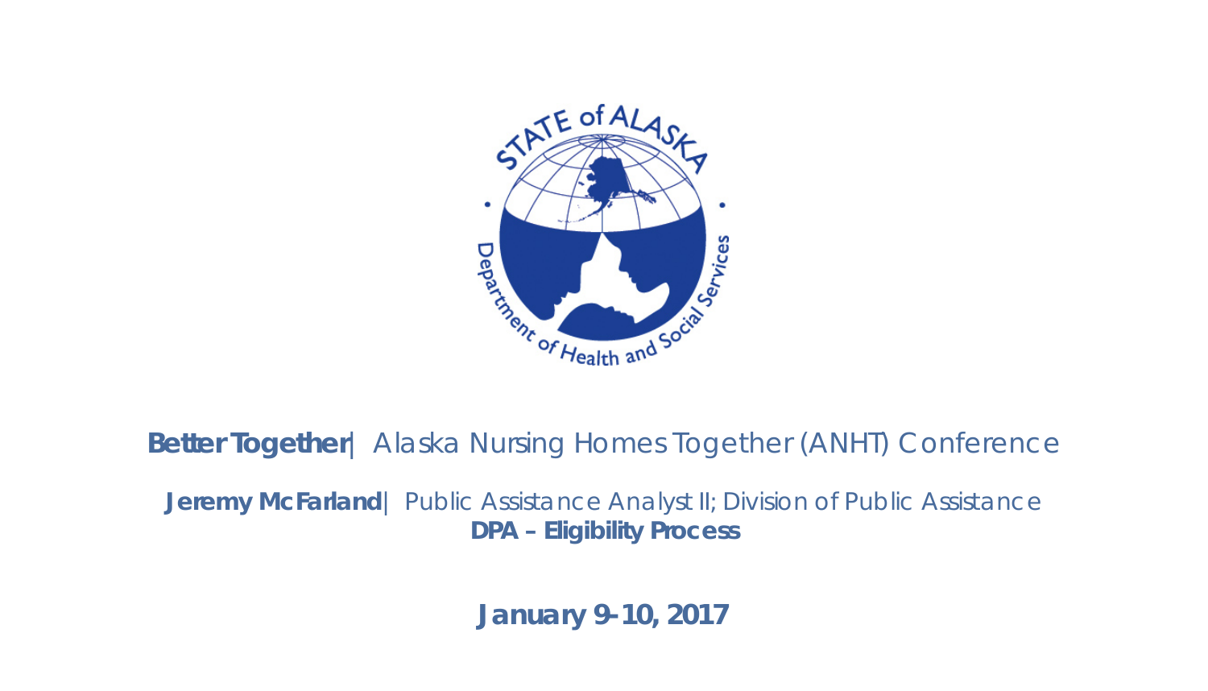**Better Together** | Alaska Nursing Homes Together (ANHT) Conference

**Jeremy McFarland** | Public Assistance Analyst II; Division of Public Assistance

**DPA – Eligibility Process**

**January 9-10, 2017**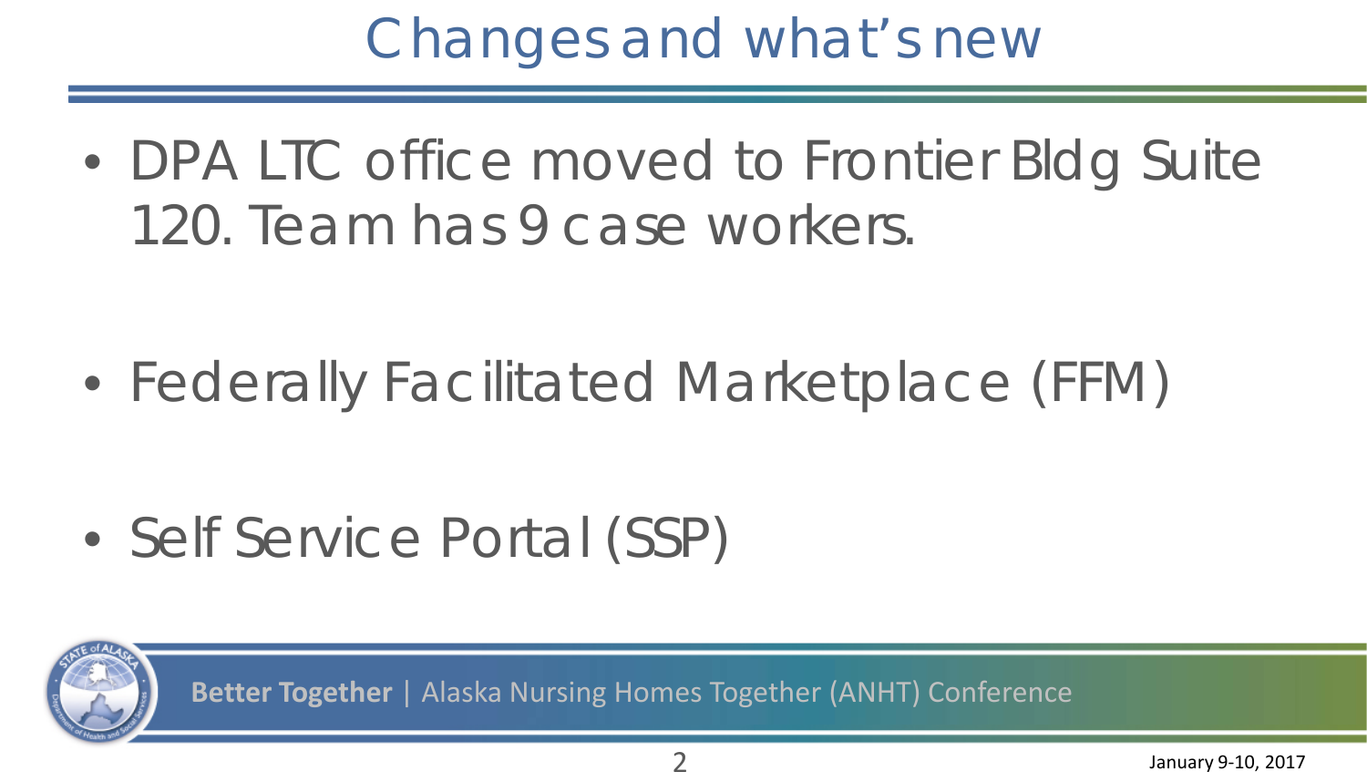# Changes and what's new

- DPA LTC office moved to Frontier Bldg Suite 120. Team has 9 case workers.
- Federally Facilitated Marketplace (FFM)
- Self Service Portal (SSP)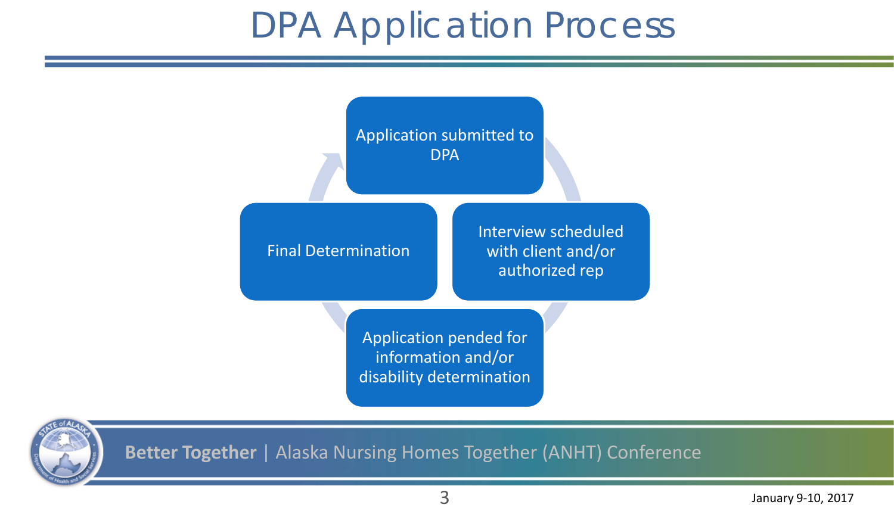# DPA Application Process

- Application submitted to DPA
- Interview scheduled with client and/or authorized rep
- Application pended for information and/or disability determination
- Final Determination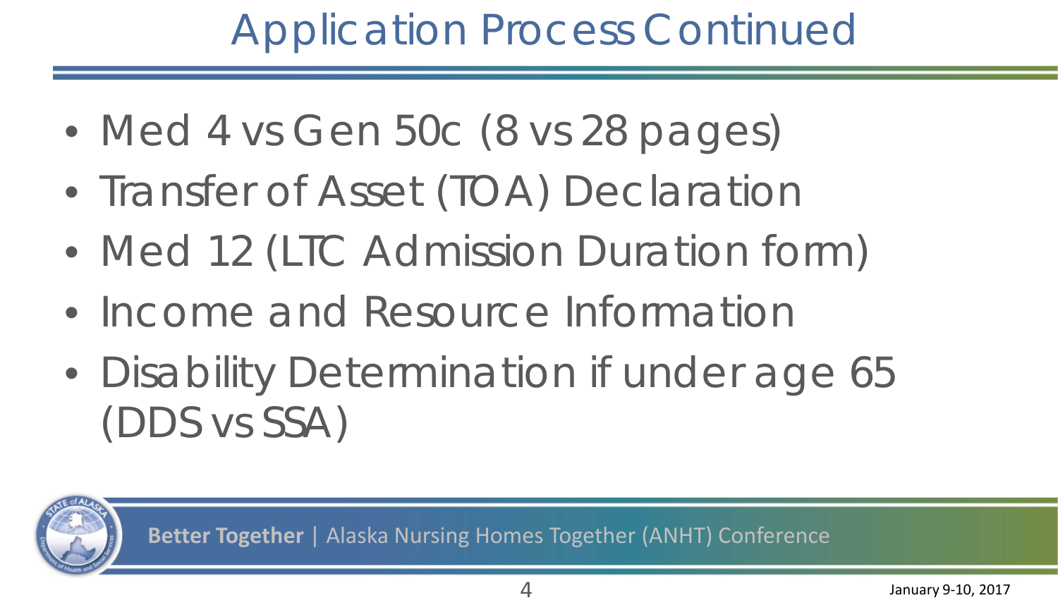# Application Process Continued

- Med 4 vs Gen 50c (8 vs 28 pages)
- Transfer of Asset (TOA) Declaration
- Med 12 (LTC Admission Duration form)
- Income and Resource Information
- Disability Determination if under age 65 (DDS vs SSA)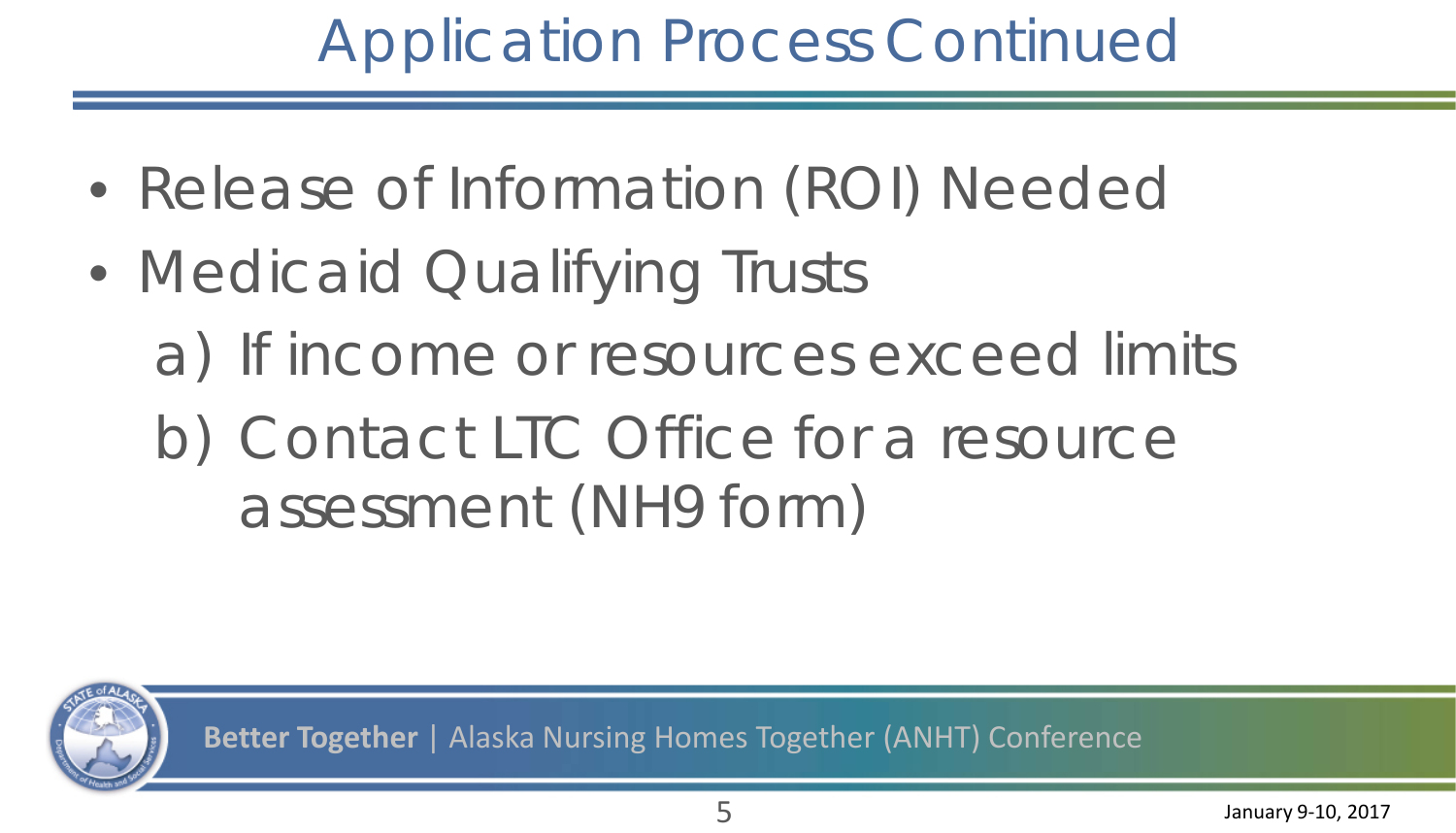# Application Process Continued

- Release of Information (ROI) Needed
- Medicaid Qualifying Trusts
  a) If income or resources exceed limits
  b) Contact LTC Office for a resource assessment (NH9 form)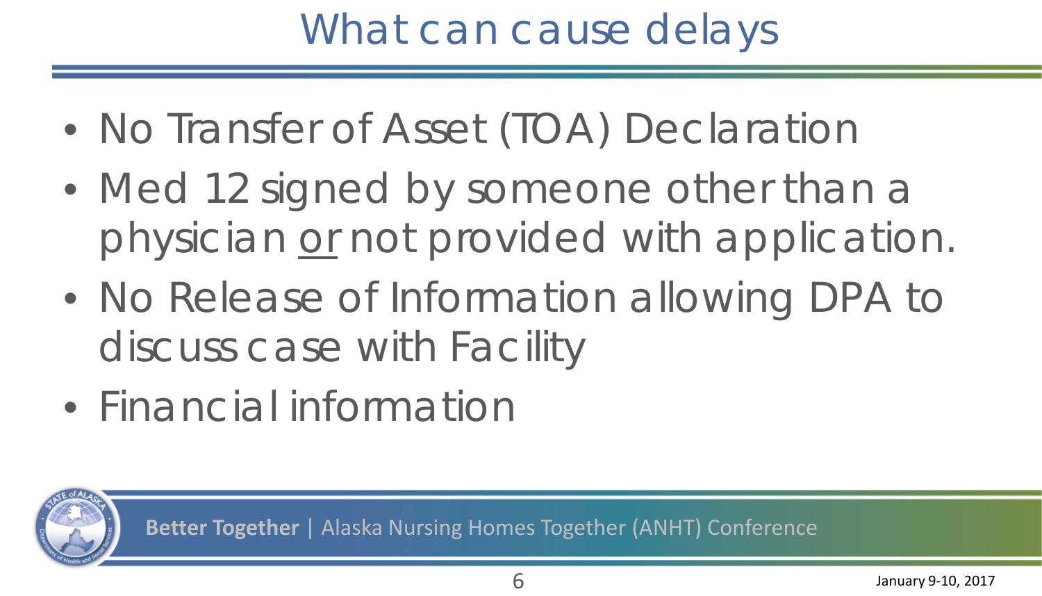# What can cause delays

- No Transfer of Asset (TOA) Declaration
- Med 12 signed by someone other than a physician <u>or</u> not provided with application.
- No Release of Information allowing DPA to discuss case with Facility
- Financial information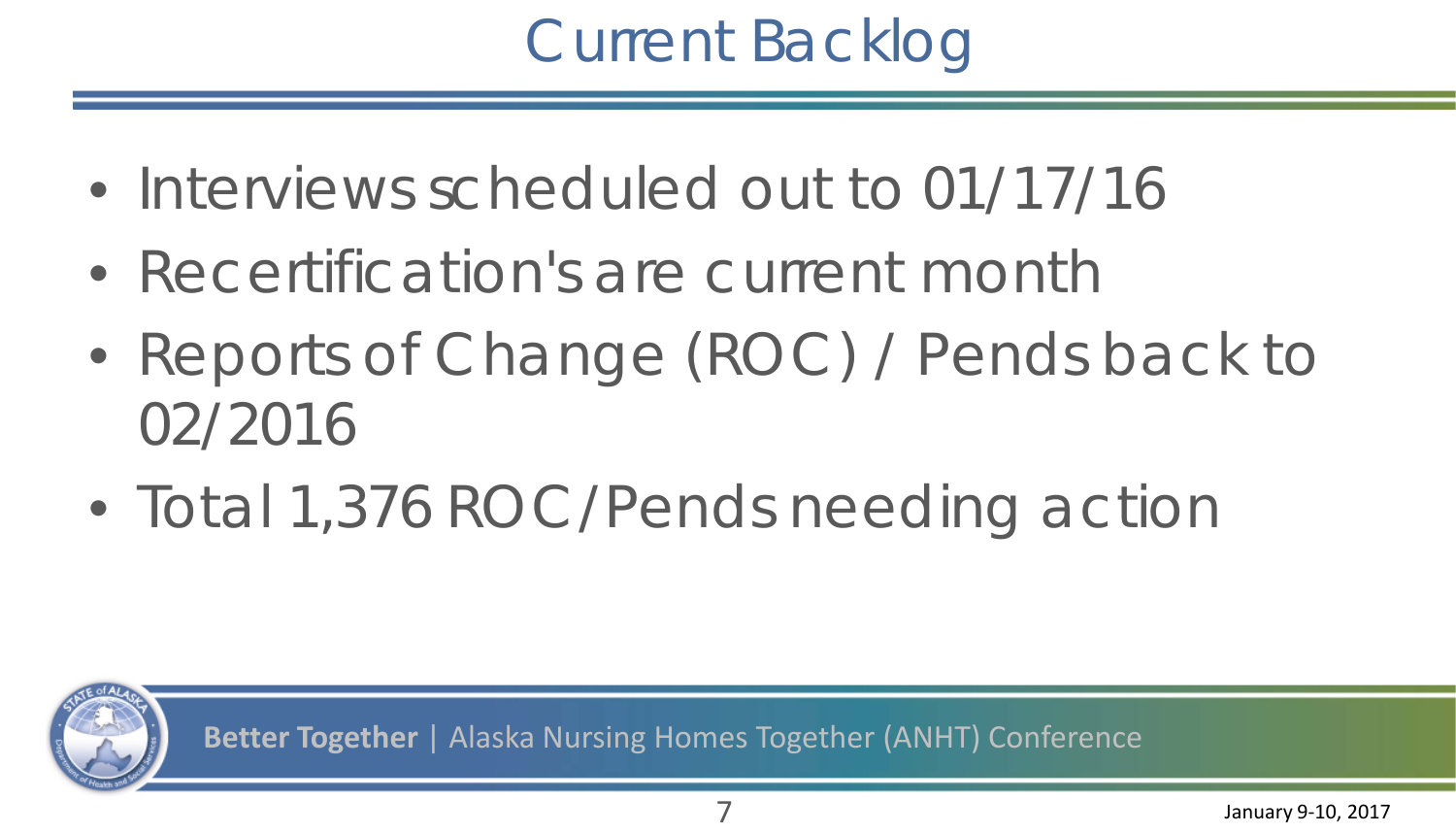# Current Backlog

- Interviews scheduled out to 01/17/16
- Recertification's are current month
- Reports of Change (ROC) / Pends back to 02/2016
- Total 1,376 ROC/Pends needing action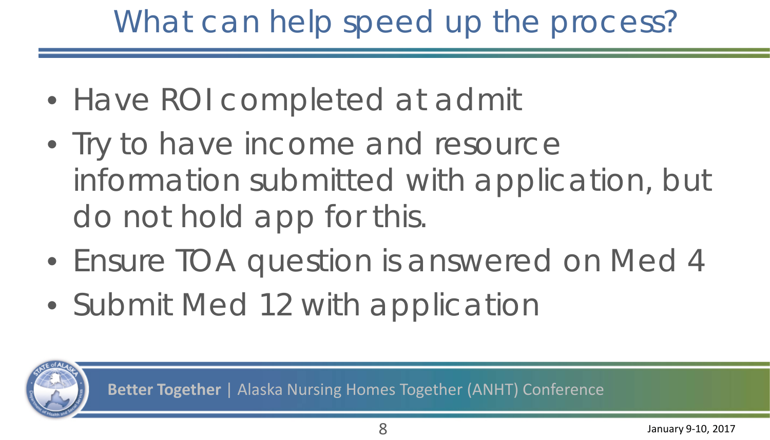# What can help speed up the process?

- Have ROI completed at admit
- Try to have income and resource information submitted with application, but do not hold app for this.
- Ensure TOA question is answered on Med 4
- Submit Med 12 with application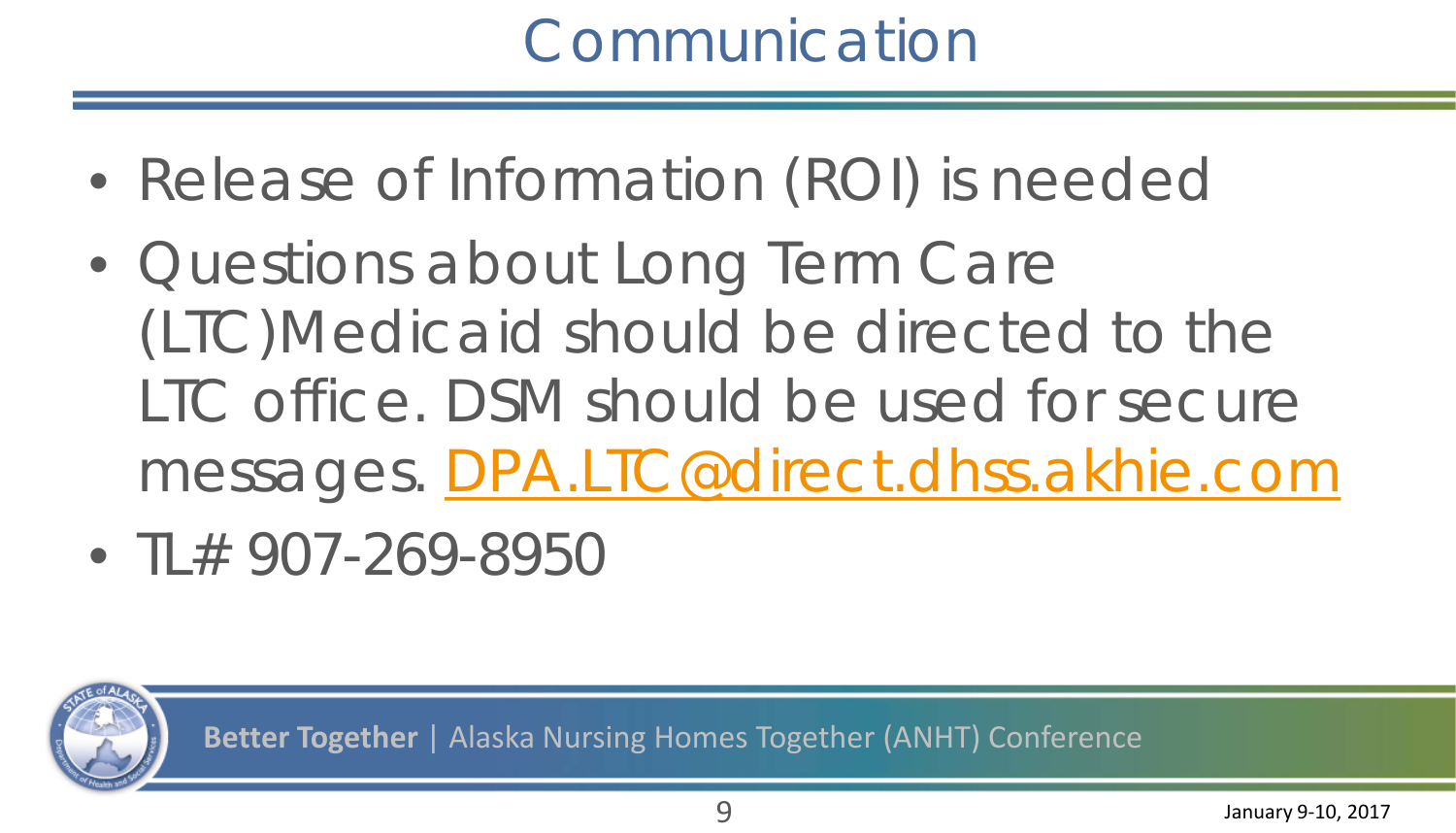# Communication

- Release of Information (ROI) is needed
- Questions about Long Term Care (LTC)Medicaid should be directed to the LTC office. DSM should be used for secure messages. DPA.LTC@direct.dhss.akhie.com
- TL# 907-269-8950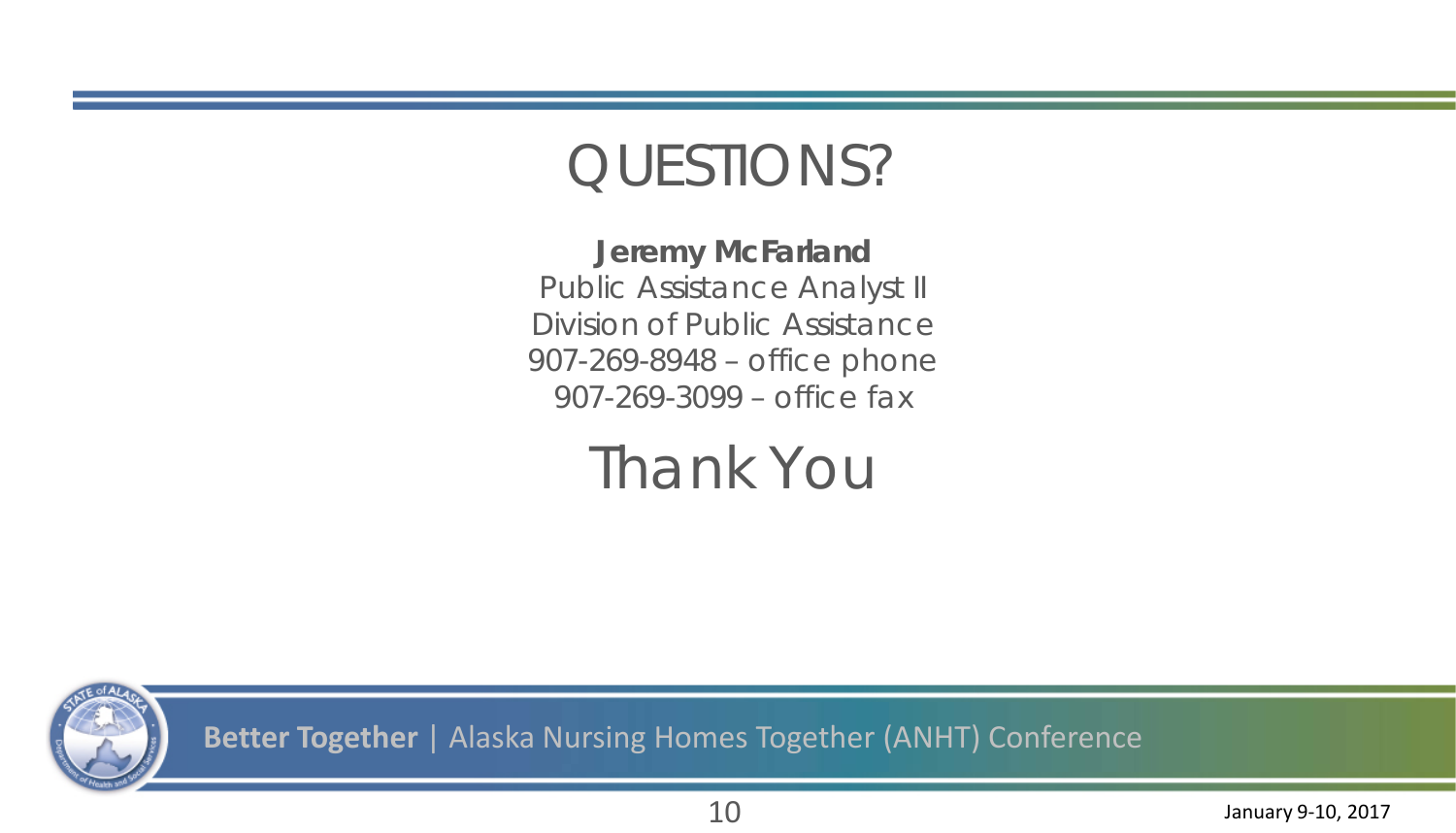# QUESTIONS?

**Jeremy McFarland**
Public Assistance Analyst II
Division of Public Assistance
907-269-8948 – office phone
907-269-3099 – office fax

# Thank You